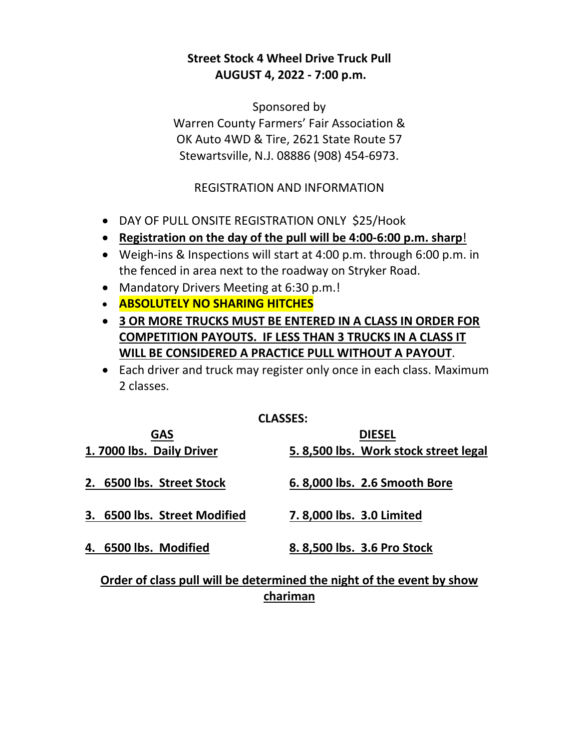**Street Stock 4 Wheel Drive Truck Pull**
**AUGUST 4, 2022 - 7:00 p.m.**

Sponsored by
Warren County Farmers' Fair Association &
OK Auto 4WD & Tire, 2621 State Route 57
Stewartsville, N.J. 08886 (908) 454-6973.

REGISTRATION AND INFORMATION

- DAY OF PULL ONSITE REGISTRATION ONLY $25/Hook
- **Registration on the day of the pull will be 4:00-6:00 p.m. sharp**!
- Weigh-ins & Inspections will start at 4:00 p.m. through 6:00 p.m. in the fenced in area next to the roadway on Stryker Road.
- Mandatory Drivers Meeting at 6:30 p.m.!
- **ABSOLUTELY NO SHARING HITCHES**
- **3 OR MORE TRUCKS MUST BE ENTERED IN A CLASS IN ORDER FOR COMPETITION PAYOUTS. IF LESS THAN 3 TRUCKS IN A CLASS IT WILL BE CONSIDERED A PRACTICE PULL WITHOUT A PAYOUT**.
- Each driver and truck may register only once in each class. Maximum 2 classes.

**CLASSES:**

| GAS | DIESEL |
|---|---|
| **1. 7000 lbs. Daily Driver** | **5. 8,500 lbs. Work stock street legal** |
| **2. 6500 lbs. Street Stock** | **6. 8,000 lbs. 2.6 Smooth Bore** |
| **3. 6500 lbs. Street Modified** | **7. 8,000 lbs. 3.0 Limited** |
| **4. 6500 lbs. Modified** | **8. 8,500 lbs. 3.6 Pro Stock** |

**Order of class pull will be determined the night of the event by show chariman**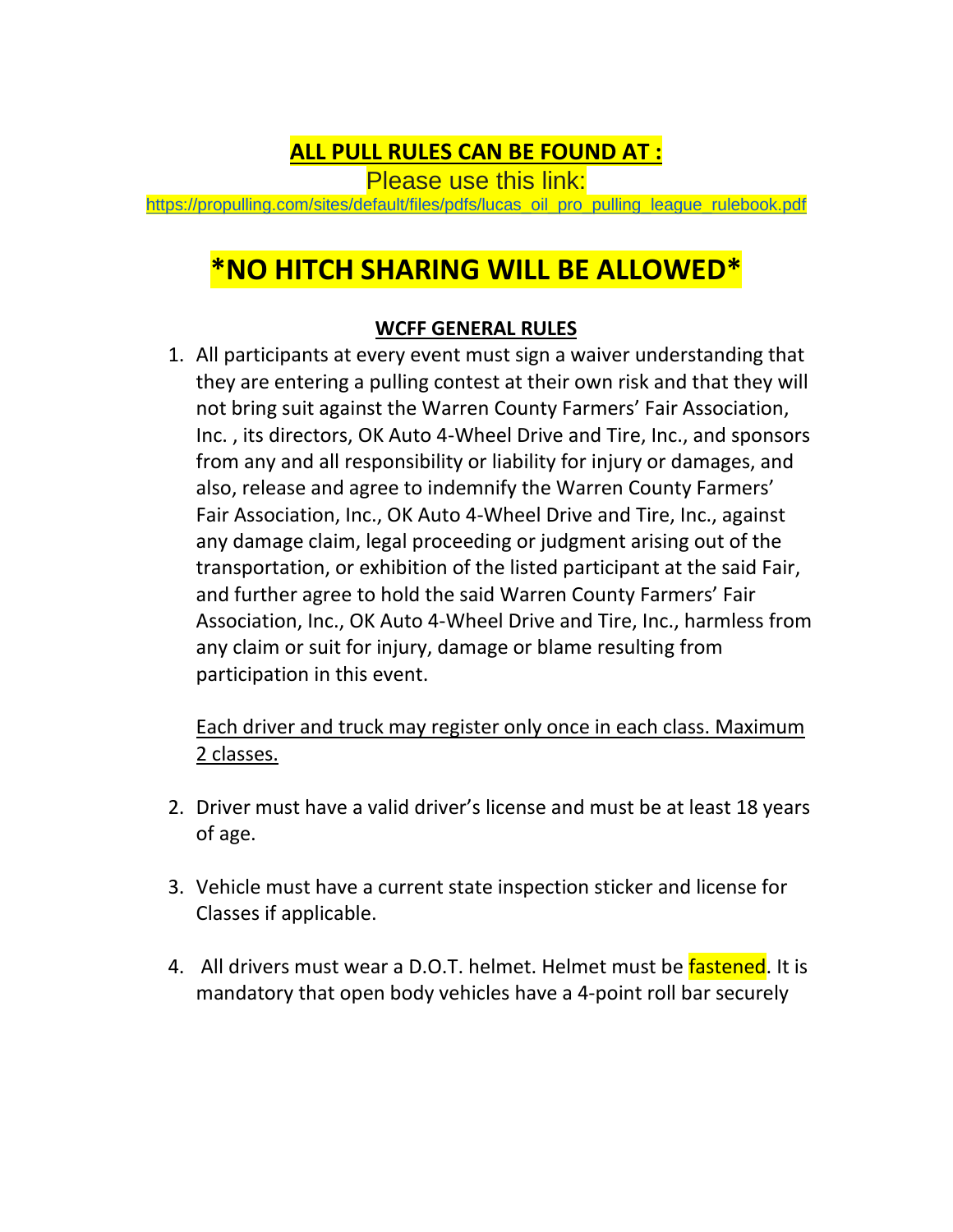**ALL PULL RULES CAN BE FOUND AT :**

Please use this link:

https://propulling.com/sites/default/files/pdfs/lucas_oil_pro_pulling_league_rulebook.pdf

# *NO HITCH SHARING WILL BE ALLOWED*

## WCFF GENERAL RULES

1. All participants at every event must sign a waiver understanding that they are entering a pulling contest at their own risk and that they will not bring suit against the Warren County Farmers' Fair Association, Inc. , its directors, OK Auto 4-Wheel Drive and Tire, Inc., and sponsors from any and all responsibility or liability for injury or damages, and also, release and agree to indemnify the Warren County Farmers' Fair Association, Inc., OK Auto 4-Wheel Drive and Tire, Inc., against any damage claim, legal proceeding or judgment arising out of the transportation, or exhibition of the listed participant at the said Fair, and further agree to hold the said Warren County Farmers' Fair Association, Inc., OK Auto 4-Wheel Drive and Tire, Inc., harmless from any claim or suit for injury, damage or blame resulting from participation in this event.

   Each driver and truck may register only once in each class. Maximum 2 classes.

2. Driver must have a valid driver's license and must be at least 18 years of age.

3. Vehicle must have a current state inspection sticker and license for Classes if applicable.

4. All drivers must wear a D.O.T. helmet. Helmet must be fastened. It is mandatory that open body vehicles have a 4-point roll bar securely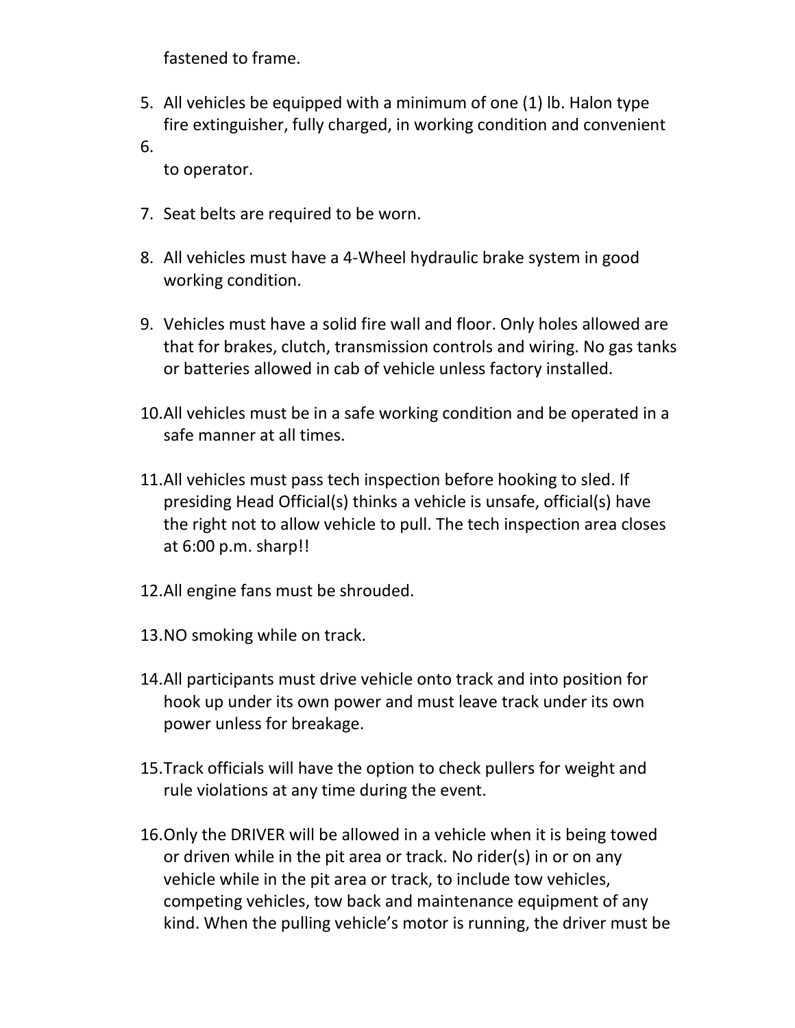fastened to frame.

5. All vehicles be equipped with a minimum of one (1) lb. Halon type fire extinguisher, fully charged, in working condition and convenient
6. 
   to operator.

7. Seat belts are required to be worn.

8. All vehicles must have a 4-Wheel hydraulic brake system in good working condition.

9. Vehicles must have a solid fire wall and floor. Only holes allowed are that for brakes, clutch, transmission controls and wiring. No gas tanks or batteries allowed in cab of vehicle unless factory installed.

10. All vehicles must be in a safe working condition and be operated in a safe manner at all times.

11. All vehicles must pass tech inspection before hooking to sled. If presiding Head Official(s) thinks a vehicle is unsafe, official(s) have the right not to allow vehicle to pull. The tech inspection area closes at 6:00 p.m. sharp!!

12. All engine fans must be shrouded.

13. NO smoking while on track.

14. All participants must drive vehicle onto track and into position for hook up under its own power and must leave track under its own power unless for breakage.

15. Track officials will have the option to check pullers for weight and rule violations at any time during the event.

16. Only the DRIVER will be allowed in a vehicle when it is being towed or driven while in the pit area or track. No rider(s) in or on any vehicle while in the pit area or track, to include tow vehicles, competing vehicles, tow back and maintenance equipment of any kind. When the pulling vehicle's motor is running, the driver must be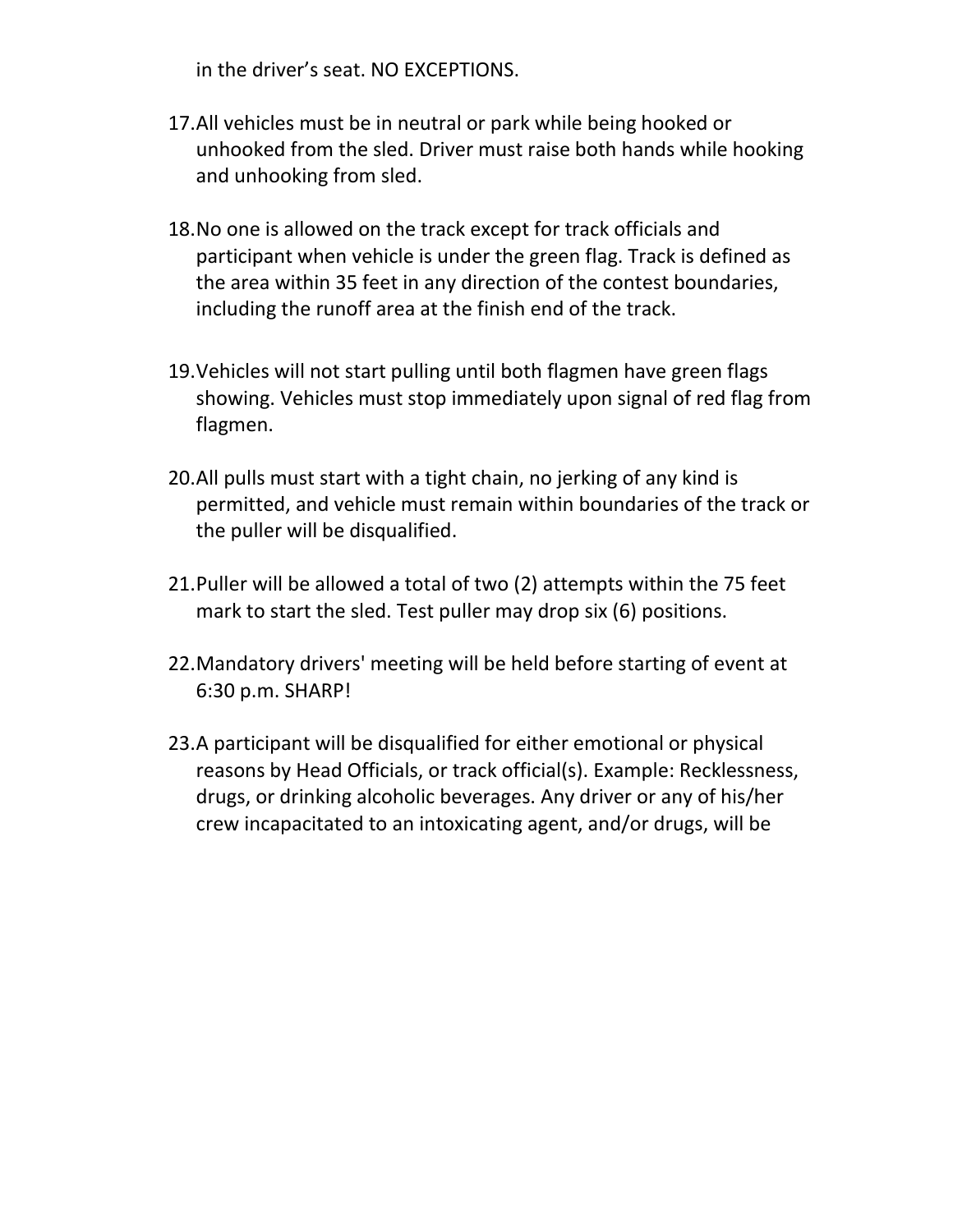in the driver's seat. NO EXCEPTIONS.

17. All vehicles must be in neutral or park while being hooked or unhooked from the sled. Driver must raise both hands while hooking and unhooking from sled.

18. No one is allowed on the track except for track officials and participant when vehicle is under the green flag. Track is defined as the area within 35 feet in any direction of the contest boundaries, including the runoff area at the finish end of the track.

19. Vehicles will not start pulling until both flagmen have green flags showing. Vehicles must stop immediately upon signal of red flag from flagmen.

20. All pulls must start with a tight chain, no jerking of any kind is permitted, and vehicle must remain within boundaries of the track or the puller will be disqualified.

21. Puller will be allowed a total of two (2) attempts within the 75 feet mark to start the sled. Test puller may drop six (6) positions.

22. Mandatory drivers' meeting will be held before starting of event at 6:30 p.m. SHARP!

23. A participant will be disqualified for either emotional or physical reasons by Head Officials, or track official(s). Example: Recklessness, drugs, or drinking alcoholic beverages. Any driver or any of his/her crew incapacitated to an intoxicating agent, and/or drugs, will be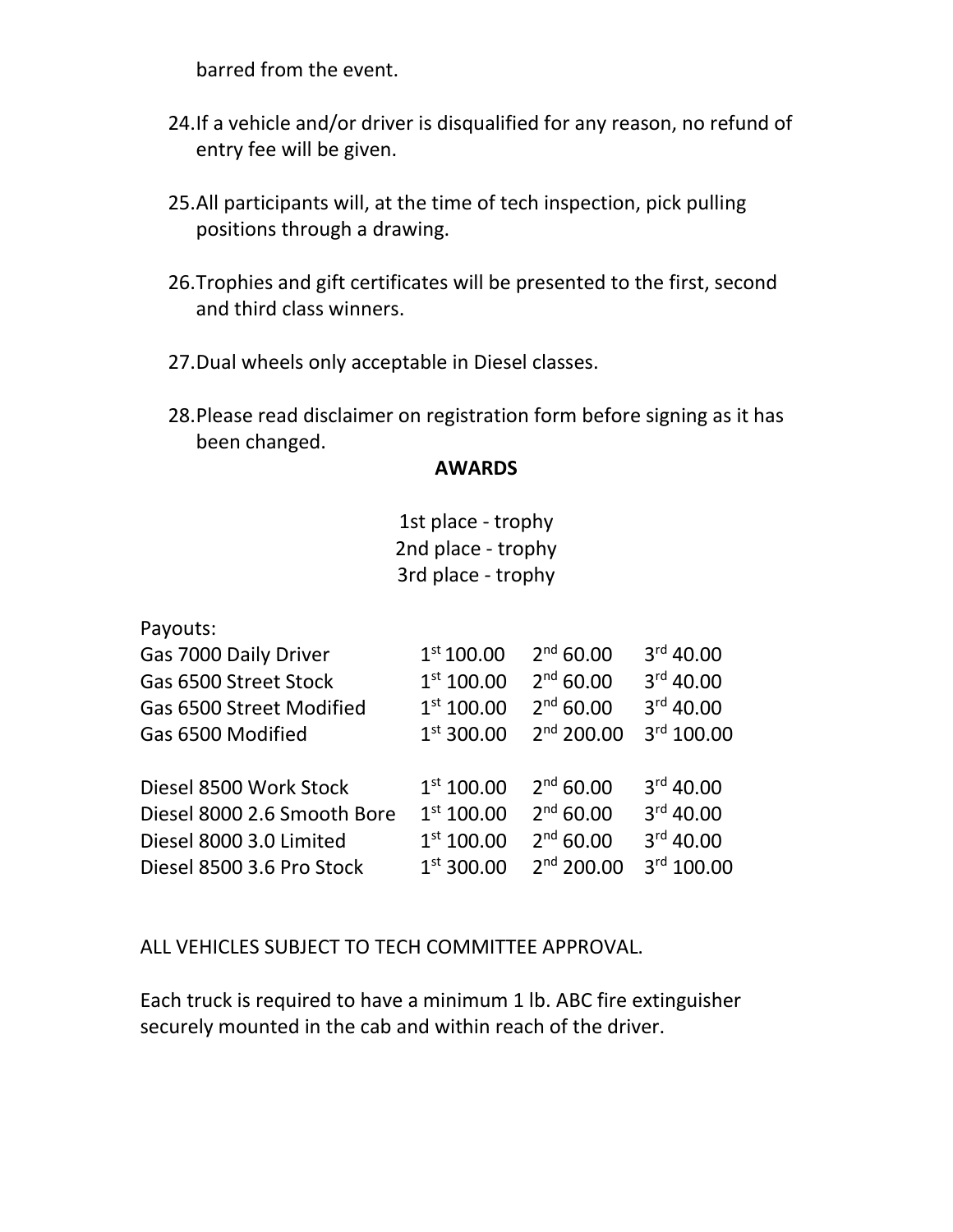barred from the event.

24. If a vehicle and/or driver is disqualified for any reason, no refund of entry fee will be given.

25. All participants will, at the time of tech inspection, pick pulling positions through a drawing.

26. Trophies and gift certificates will be presented to the first, second and third class winners.

27. Dual wheels only acceptable in Diesel classes.

28. Please read disclaimer on registration form before signing as it has been changed.

**AWARDS**

1st place - trophy
2nd place - trophy
3rd place - trophy

Payouts:

| | | | |
|---|---|---|---|
| Gas 7000 Daily Driver | 1st 100.00 | 2nd 60.00 | 3rd 40.00 |
| Gas 6500 Street Stock | 1st 100.00 | 2nd 60.00 | 3rd 40.00 |
| Gas 6500 Street Modified | 1st 100.00 | 2nd 60.00 | 3rd 40.00 |
| Gas 6500 Modified | 1st 300.00 | 2nd 200.00 | 3rd 100.00 |
| Diesel 8500 Work Stock | 1st 100.00 | 2nd 60.00 | 3rd 40.00 |
| Diesel 8000 2.6 Smooth Bore | 1st 100.00 | 2nd 60.00 | 3rd 40.00 |
| Diesel 8000 3.0 Limited | 1st 100.00 | 2nd 60.00 | 3rd 40.00 |
| Diesel 8500 3.6 Pro Stock | 1st 300.00 | 2nd 200.00 | 3rd 100.00 |

ALL VEHICLES SUBJECT TO TECH COMMITTEE APPROVAL.

Each truck is required to have a minimum 1 lb. ABC fire extinguisher securely mounted in the cab and within reach of the driver.